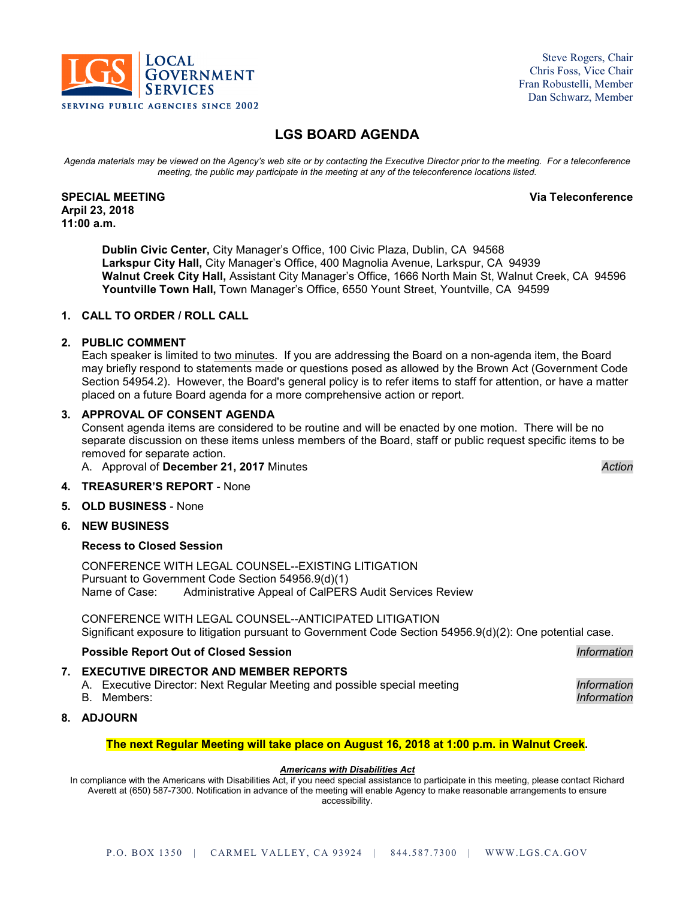LOCAL GOVERNMENT SERVICES
SERVING PUBLIC AGENCIES SINCE 2002

Steve Rogers, Chair
Chris Foss, Vice Chair
Fran Robustelli, Member
Dan Schwarz, Member

# LGS BOARD AGENDA

*Agenda materials may be viewed on the Agency's web site or by contacting the Executive Director prior to the meeting. For a teleconference meeting, the public may participate in the meeting at any of the teleconference locations listed.*

**SPECIAL MEETING**
**Arpil 23, 2018**
**11:00 a.m.**

**Via Teleconference**

**Dublin Civic Center,** City Manager's Office, 100 Civic Plaza, Dublin, CA 94568
**Larkspur City Hall,** City Manager's Office, 400 Magnolia Avenue, Larkspur, CA 94939
**Walnut Creek City Hall,** Assistant City Manager's Office, 1666 North Main St, Walnut Creek, CA 94596
**Yountville Town Hall,** Town Manager's Office, 6550 Yount Street, Yountville, CA 94599

**1. CALL TO ORDER / ROLL CALL**

**2. PUBLIC COMMENT**
Each speaker is limited to two minutes. If you are addressing the Board on a non-agenda item, the Board may briefly respond to statements made or questions posed as allowed by the Brown Act (Government Code Section 54954.2). However, the Board's general policy is to refer items to staff for attention, or have a matter placed on a future Board agenda for a more comprehensive action or report.

**3. APPROVAL OF CONSENT AGENDA**
Consent agenda items are considered to be routine and will be enacted by one motion. There will be no separate discussion on these items unless members of the Board, staff or public request specific items to be removed for separate action.
A. Approval of **December 21, 2017** Minutes — *Action*

**4. TREASURER'S REPORT** - None

**5. OLD BUSINESS** - None

**6. NEW BUSINESS**

**Recess to Closed Session**

CONFERENCE WITH LEGAL COUNSEL--EXISTING LITIGATION
Pursuant to Government Code Section 54956.9(d)(1)
Name of Case: Administrative Appeal of CalPERS Audit Services Review

CONFERENCE WITH LEGAL COUNSEL--ANTICIPATED LITIGATION
Significant exposure to litigation pursuant to Government Code Section 54956.9(d)(2): One potential case.

**Possible Report Out of Closed Session** — *Information*

**7. EXECUTIVE DIRECTOR AND MEMBER REPORTS**
A. Executive Director: Next Regular Meeting and possible special meeting — *Information*
B. Members: — *Information*

**8. ADJOURN**

**The next Regular Meeting will take place on August 16, 2018 at 1:00 p.m. in Walnut Creek.**

***Americans with Disabilities Act***
In compliance with the Americans with Disabilities Act, if you need special assistance to participate in this meeting, please contact Richard Averett at (650) 587-7300. Notification in advance of the meeting will enable Agency to make reasonable arrangements to ensure accessibility.

P.O. BOX 1350 | CARMEL VALLEY, CA 93924 | 844.587.7300 | WWW.LGS.CA.GOV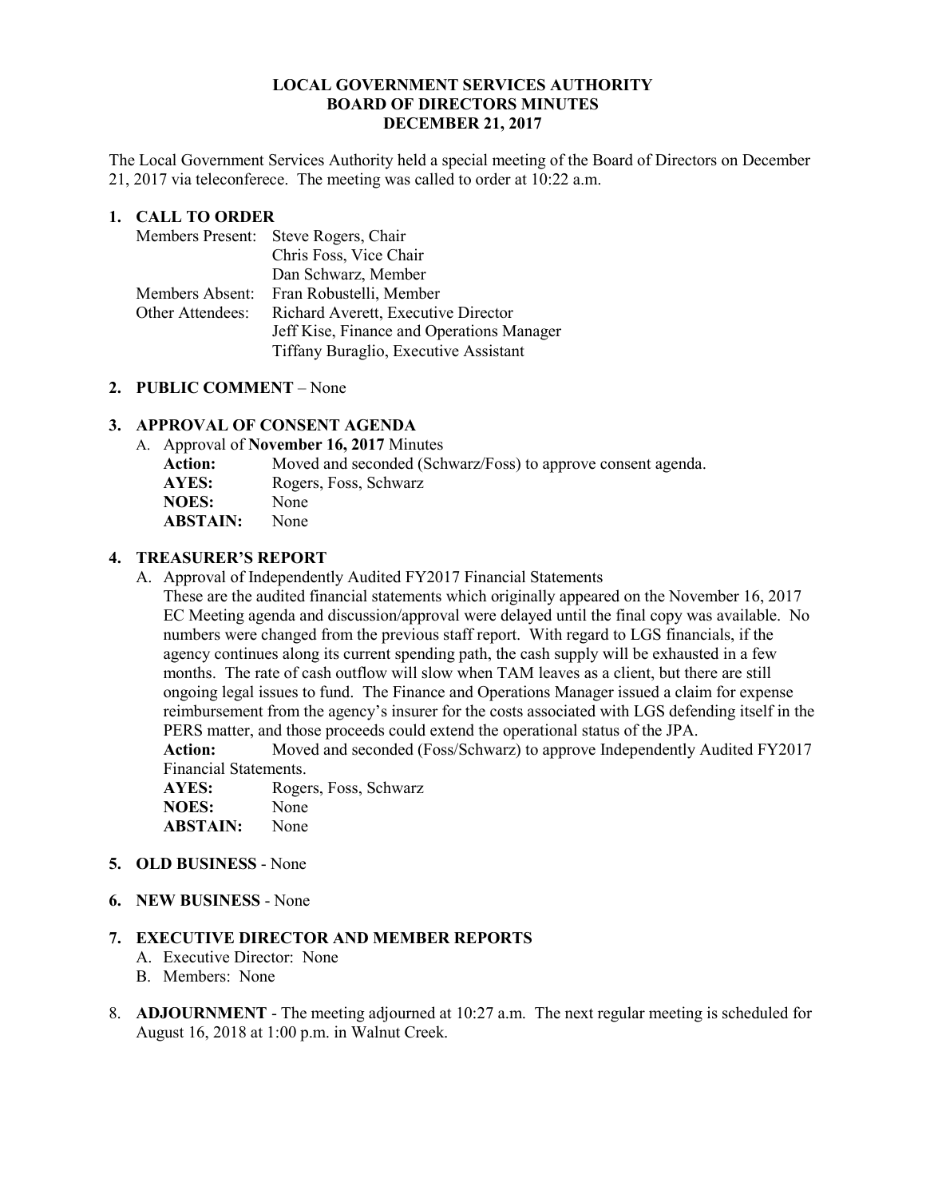**LOCAL GOVERNMENT SERVICES AUTHORITY**
**BOARD OF DIRECTORS MINUTES**
**DECEMBER 21, 2017**

The Local Government Services Authority held a special meeting of the Board of Directors on December 21, 2017 via teleconferece. The meeting was called to order at 10:22 a.m.

1. **CALL TO ORDER**

| | |
|---|---|
| Members Present: | Steve Rogers, Chair |
| | Chris Foss, Vice Chair |
| | Dan Schwarz, Member |
| Members Absent: | Fran Robustelli, Member |
| Other Attendees: | Richard Averett, Executive Director |
| | Jeff Kise, Finance and Operations Manager |
| | Tiffany Buraglio, Executive Assistant |

2. **PUBLIC COMMENT** – None

3. **APPROVAL OF CONSENT AGENDA**
   A. Approval of **November 16, 2017** Minutes

   **Action:** Moved and seconded (Schwarz/Foss) to approve consent agenda.
   **AYES:** Rogers, Foss, Schwarz
   **NOES:** None
   **ABSTAIN:** None

4. **TREASURER'S REPORT**
   A. Approval of Independently Audited FY2017 Financial Statements

   These are the audited financial statements which originally appeared on the November 16, 2017 EC Meeting agenda and discussion/approval were delayed until the final copy was available. No numbers were changed from the previous staff report. With regard to LGS financials, if the agency continues along its current spending path, the cash supply will be exhausted in a few months. The rate of cash outflow will slow when TAM leaves as a client, but there are still ongoing legal issues to fund. The Finance and Operations Manager issued a claim for expense reimbursement from the agency's insurer for the costs associated with LGS defending itself in the PERS matter, and those proceeds could extend the operational status of the JPA.

   **Action:** Moved and seconded (Foss/Schwarz) to approve Independently Audited FY2017 Financial Statements.
   **AYES:** Rogers, Foss, Schwarz
   **NOES:** None
   **ABSTAIN:** None

5. **OLD BUSINESS** - None

6. **NEW BUSINESS** - None

7. **EXECUTIVE DIRECTOR AND MEMBER REPORTS**
   A. Executive Director: None
   B. Members: None

8. **ADJOURNMENT** - The meeting adjourned at 10:27 a.m. The next regular meeting is scheduled for August 16, 2018 at 1:00 p.m. in Walnut Creek.